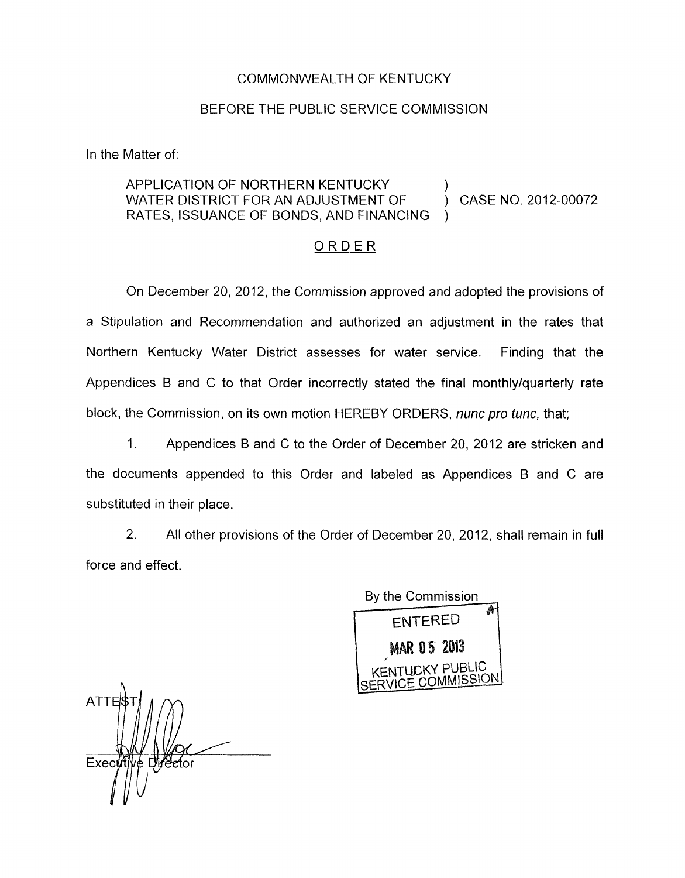COMMONWEALTH OF KENTUCKY

BEFORE THE PUBLIC SERVICE COMMISSION

In the Matter of:

APPLICATION OF NORTHERN KENTUCKY WATER DISTRICT FOR AN ADJUSTMENT OF RATES, ISSUANCE OF BONDS, AND FINANCING ) CASE NO. 2012-00072

## ORDER

On December 20, 2012, the Commission approved and adopted the provisions of a Stipulation and Recommendation and authorized an adjustment in the rates that Northern Kentucky Water District assesses for water service. Finding that the Appendices B and C to that Order incorrectly stated the final monthly/quarterly rate block, the Commission, on its own motion HEREBY ORDERS, *nunc pro tunc*, that;

1. Appendices B and C to the Order of December 20, 2012 are stricken and the documents appended to this Order and labeled as Appendices B and C are substituted in their place.

2. All other provisions of the Order of December 20, 2012, shall remain in full force and effect.

By the Commission

ENTERED
MAR 05 2013
KENTUCKY PUBLIC SERVICE COMMISSION

ATTEST:

Executive Director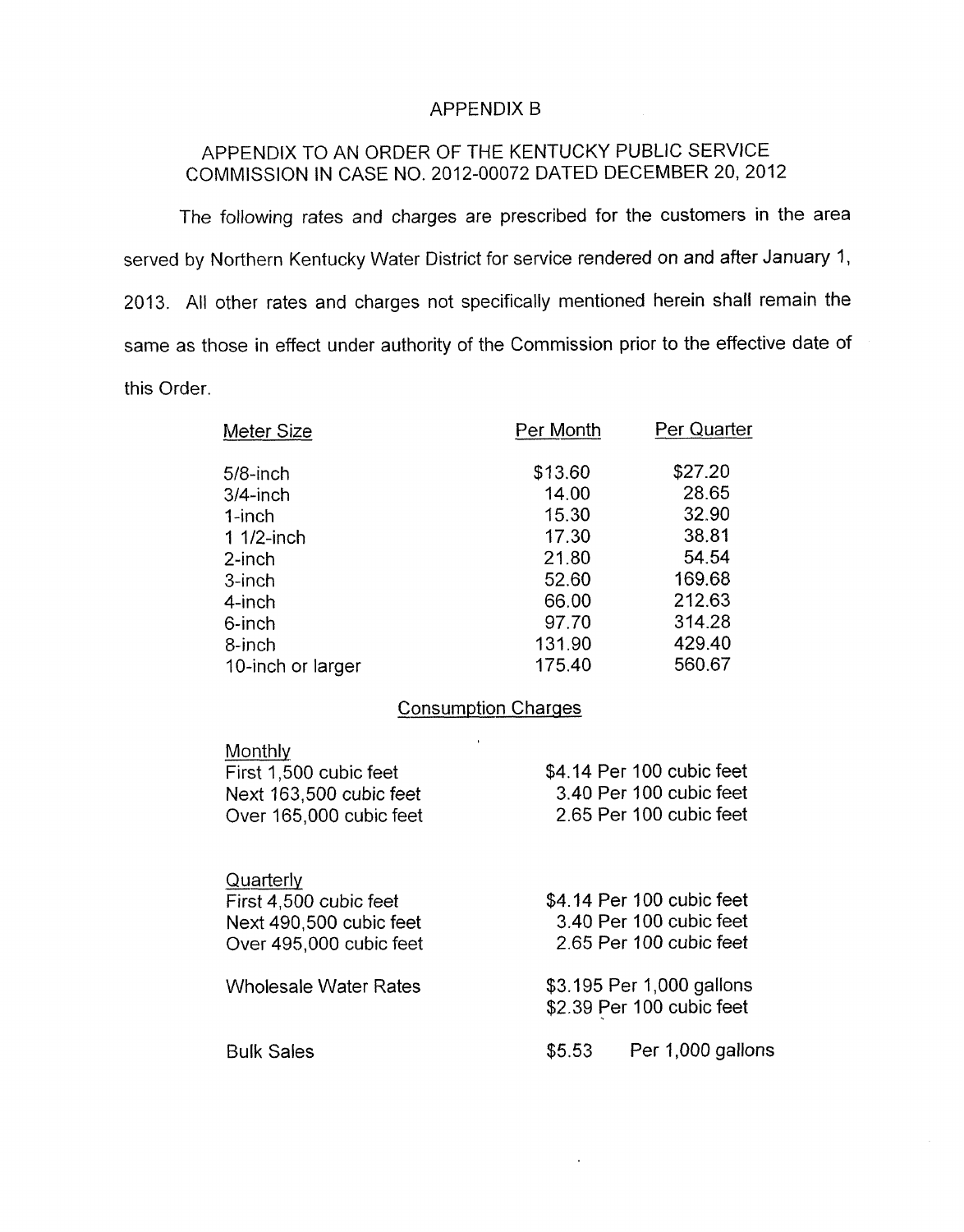# APPENDIX B

## APPENDIX TO AN ORDER OF THE KENTUCKY PUBLIC SERVICE COMMISSION IN CASE NO. 2012-00072 DATED DECEMBER 20, 2012

The following rates and charges are prescribed for the customers in the area served by Northern Kentucky Water District for service rendered on and after January 1, 2013. All other rates and charges not specifically mentioned herein shall remain the same as those in effect under authority of the Commission prior to the effective date of this Order.

| Meter Size | Per Month | Per Quarter |
|---|---|---|
| 5/8-inch | $13.60 | $27.20 |
| 3/4-inch | 14.00 | 28.65 |
| 1-inch | 15.30 | 32.90 |
| 1 1/2-inch | 17.30 | 38.81 |
| 2-inch | 21.80 | 54.54 |
| 3-inch | 52.60 | 169.68 |
| 4-inch | 66.00 | 212.63 |
| 6-inch | 97.70 | 314.28 |
| 8-inch | 131.90 | 429.40 |
| 10-inch or larger | 175.40 | 560.67 |

### Consumption Charges

| | |
|---|---|
| Monthly | |
| First 1,500 cubic feet | $4.14 Per 100 cubic feet |
| Next 163,500 cubic feet | 3.40 Per 100 cubic feet |
| Over 165,000 cubic feet | 2.65 Per 100 cubic feet |
| | |
| Quarterly | |
| First 4,500 cubic feet | $4.14 Per 100 cubic feet |
| Next 490,500 cubic feet | 3.40 Per 100 cubic feet |
| Over 495,000 cubic feet | 2.65 Per 100 cubic feet |
| | |
| Wholesale Water Rates | $3.195 Per 1,000 gallons |
| | $2.39 Per 100 cubic feet |
| | |
| Bulk Sales | $5.53 Per 1,000 gallons |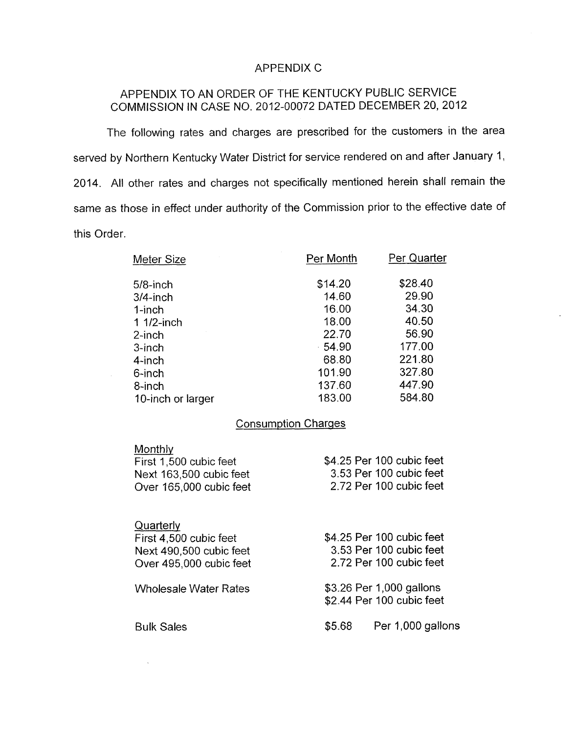APPENDIX C

APPENDIX TO AN ORDER OF THE KENTUCKY PUBLIC SERVICE COMMISSION IN CASE NO. 2012-00072 DATED DECEMBER 20, 2012

The following rates and charges are prescribed for the customers in the area served by Northern Kentucky Water District for service rendered on and after January 1, 2014. All other rates and charges not specifically mentioned herein shall remain the same as those in effect under authority of the Commission prior to the effective date of this Order.

| Meter Size | Per Month | Per Quarter |
|---|---|---|
| 5/8-inch | $14.20 | $28.40 |
| 3/4-inch | 14.60 | 29.90 |
| 1-inch | 16.00 | 34.30 |
| 1 1/2-inch | 18.00 | 40.50 |
| 2-inch | 22.70 | 56.90 |
| 3-inch | 54.90 | 177.00 |
| 4-inch | 68.80 | 221.80 |
| 6-inch | 101.90 | 327.80 |
| 8-inch | 137.60 | 447.90 |
| 10-inch or larger | 183.00 | 584.80 |

Consumption Charges

| | |
|---|---|
| Monthly | |
| First 1,500 cubic feet | $4.25 Per 100 cubic feet |
| Next 163,500 cubic feet | 3.53 Per 100 cubic feet |
| Over 165,000 cubic feet | 2.72 Per 100 cubic feet |
| | |
| Quarterly | |
| First 4,500 cubic feet | $4.25 Per 100 cubic feet |
| Next 490,500 cubic feet | 3.53 Per 100 cubic feet |
| Over 495,000 cubic feet | 2.72 Per 100 cubic feet |
| | |
| Wholesale Water Rates | $3.26 Per 1,000 gallons |
| | $2.44 Per 100 cubic feet |
| | |
| Bulk Sales | $5.68 Per 1,000 gallons |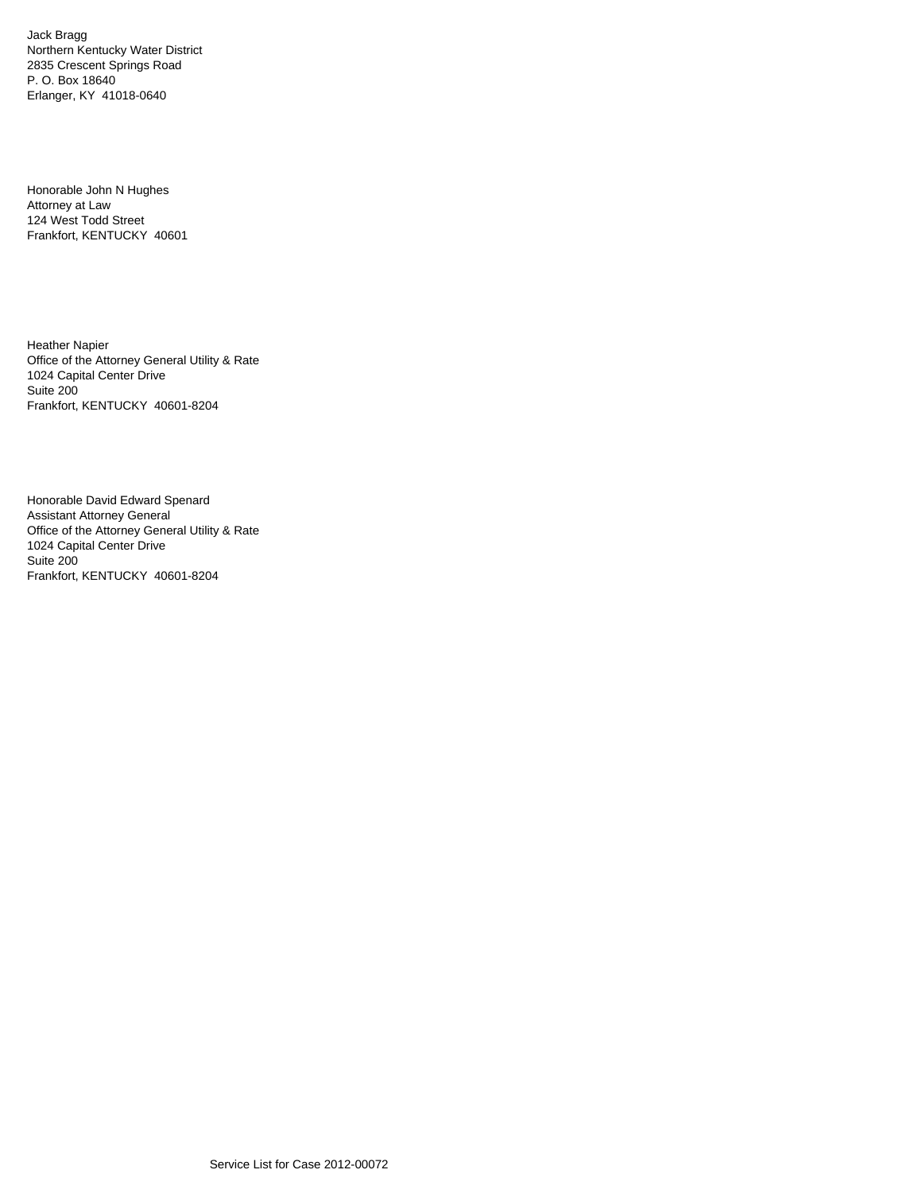Jack Bragg
Northern Kentucky Water District
2835 Crescent Springs Road
P. O. Box 18640
Erlanger, KY  41018-0640

Honorable John N Hughes
Attorney at Law
124 West Todd Street
Frankfort, KENTUCKY  40601

Heather Napier
Office of the Attorney General Utility & Rate
1024 Capital Center Drive
Suite 200
Frankfort, KENTUCKY  40601-8204

Honorable David Edward Spenard
Assistant Attorney General
Office of the Attorney General Utility & Rate
1024 Capital Center Drive
Suite 200
Frankfort, KENTUCKY  40601-8204

Service List for Case 2012-00072